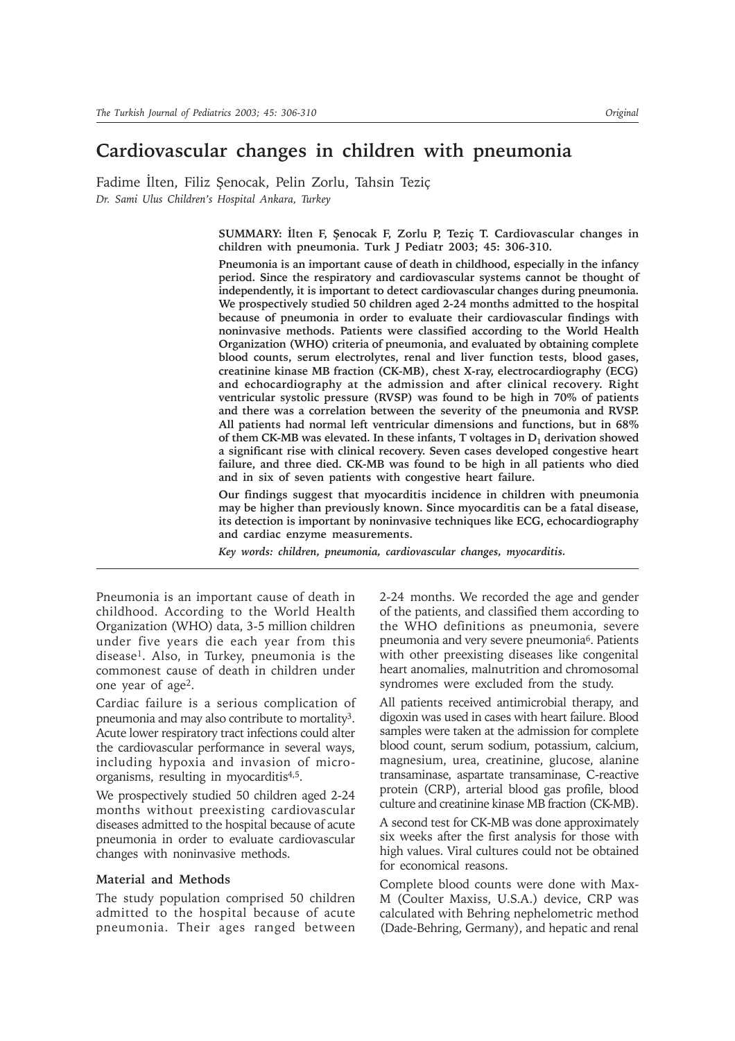# Cardiovascular changes in children with pneumonia

Fadime İlten, Filiz Şenocak, Pelin Zorlu, Tahsin Teziç

*Dr. Sami Ulus Children's Hospital Ankara, Turkey*

**SUMMARY: İlten F, Şenocak F, Zorlu P, Teziç T. Cardiovascular changes in children with pneumonia. Turk J Pediatr 2003; 45: 306-310.**

**Pneumonia is an important cause of death in childhood, especially in the infancy period. Since the respiratory and cardiovascular systems cannot be thought of independently, it is important to detect cardiovascular changes during pneumonia. We prospectively studied 50 children aged 2-24 months admitted to the hospital because of pneumonia in order to evaluate their cardiovascular findings with noninvasive methods. Patients were classified according to the World Health Organization (WHO) criteria of pneumonia, and evaluated by obtaining complete blood counts, serum electrolytes, renal and liver function tests, blood gases, creatinine kinase MB fraction (CK-MB), chest X-ray, electrocardiography (ECG) and echocardiography at the admission and after clinical recovery. Right ventricular systolic pressure (RVSP) was found to be high in 70% of patients and there was a correlation between the severity of the pneumonia and RVSP. All patients had normal left ventricular dimensions and functions, but in 68% of them CK-MB was elevated. In these infants, T voltages in $D_1$ derivation showed a significant rise with clinical recovery. Seven cases developed congestive heart failure, and three died. CK-MB was found to be high in all patients who died and in six of seven patients with congestive heart failure.**

**Our findings suggest that myocarditis incidence in children with pneumonia may be higher than previously known. Since myocarditis can be a fatal disease, its detection is important by noninvasive techniques like ECG, echocardiography and cardiac enzyme measurements.**

***Key words: children, pneumonia, cardiovascular changes, myocarditis.***

Pneumonia is an important cause of death in childhood. According to the World Health Organization (WHO) data, 3-5 million children under five years die each year from this disease[1]. Also, in Turkey, pneumonia is the commonest cause of death in children under one year of age[2].

Cardiac failure is a serious complication of pneumonia and may also contribute to mortality[3]. Acute lower respiratory tract infections could alter the cardiovascular performance in several ways, including hypoxia and invasion of microorganisms, resulting in myocarditis[4,5].

We prospectively studied 50 children aged 2-24 months without preexisting cardiovascular diseases admitted to the hospital because of acute pneumonia in order to evaluate cardiovascular changes with noninvasive methods.

## Material and Methods

The study population comprised 50 children admitted to the hospital because of acute pneumonia. Their ages ranged between 2-24 months. We recorded the age and gender of the patients, and classified them according to the WHO definitions as pneumonia, severe pneumonia and very severe pneumonia[6]. Patients with other preexisting diseases like congenital heart anomalies, malnutrition and chromosomal syndromes were excluded from the study.

All patients received antimicrobial therapy, and digoxin was used in cases with heart failure. Blood samples were taken at the admission for complete blood count, serum sodium, potassium, calcium, magnesium, urea, creatinine, glucose, alanine transaminase, aspartate transaminase, C-reactive protein (CRP), arterial blood gas profile, blood culture and creatinine kinase MB fraction (CK-MB).

A second test for CK-MB was done approximately six weeks after the first analysis for those with high values. Viral cultures could not be obtained for economical reasons.

Complete blood counts were done with Max-M (Coulter Maxiss, U.S.A.) device, CRP was calculated with Behring nephelometric method (Dade-Behring, Germany), and hepatic and renal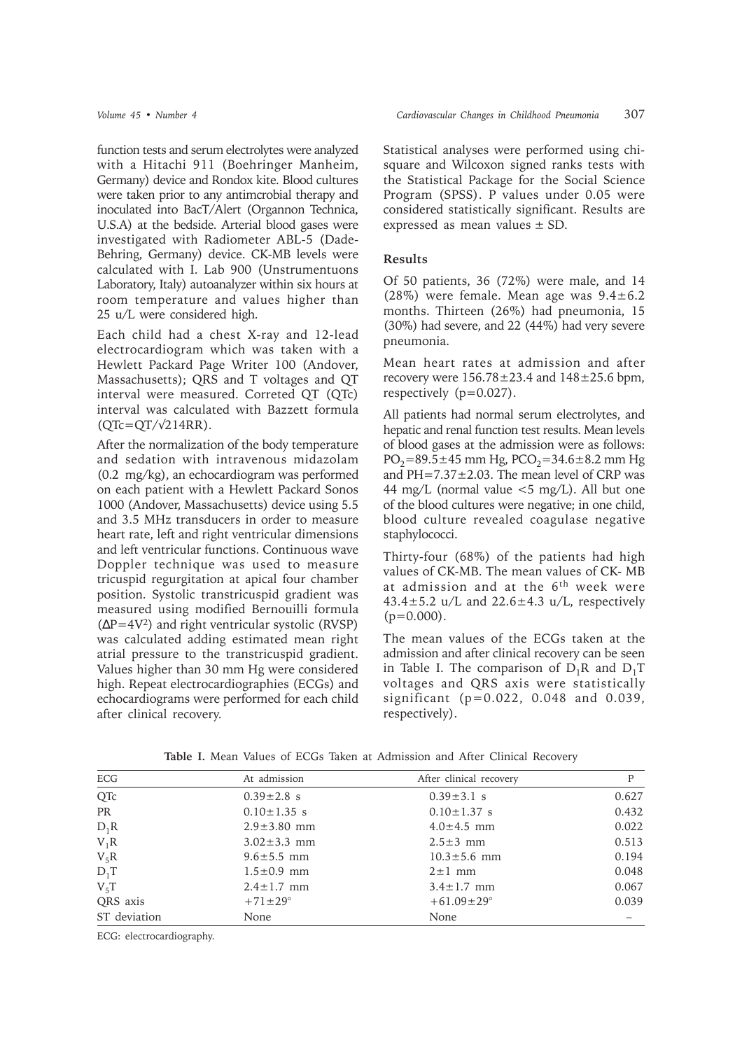function tests and serum electrolytes were analyzed with a Hitachi 911 (Boehringer Manheim, Germany) device and Rondox kite. Blood cultures were taken prior to any antimcrobial therapy and inoculated into BacT/Alert (Organnon Technica, U.S.A) at the bedside. Arterial blood gases were investigated with Radiometer ABL-5 (Dade-Behring, Germany) device. CK-MB levels were calculated with I. Lab 900 (Unstrumentuons Laboratory, Italy) autoanalyzer within six hours at room temperature and values higher than 25 u/L were considered high.

Each child had a chest X-ray and 12-lead electrocardiogram which was taken with a Hewlett Packard Page Writer 100 (Andover, Massachusetts); QRS and T voltages and QT interval were measured. Correted QT (QTc) interval was calculated with Bazzett formula ($QTc=QT/\sqrt{214RR}$).

After the normalization of the body temperature and sedation with intravenous midazolam (0.2 mg/kg), an echocardiogram was performed on each patient with a Hewlett Packard Sonos 1000 (Andover, Massachusetts) device using 5.5 and 3.5 MHz transducers in order to measure heart rate, left and right ventricular dimensions and left ventricular functions. Continuous wave Doppler technique was used to measure tricuspid regurgitation at apical four chamber position. Systolic transtricuspid gradient was measured using modified Bernouilli formula ($\Delta P=4V^2$) and right ventricular systolic (RVSP) was calculated adding estimated mean right atrial pressure to the transtricuspid gradient. Values higher than 30 mm Hg were considered high. Repeat electrocardiographies (ECGs) and echocardiograms were performed for each child after clinical recovery.

Statistical analyses were performed using chi-square and Wilcoxon signed ranks tests with the Statistical Package for the Social Science Program (SPSS). P values under 0.05 were considered statistically significant. Results are expressed as mean values ± SD.

## Results

Of 50 patients, 36 (72%) were male, and 14 (28%) were female. Mean age was 9.4±6.2 months. Thirteen (26%) had pneumonia, 15 (30%) had severe, and 22 (44%) had very severe pneumonia.

Mean heart rates at admission and after recovery were 156.78±23.4 and 148±25.6 bpm, respectively (p=0.027).

All patients had normal serum electrolytes, and hepatic and renal function test results. Mean levels of blood gases at the admission were as follows: $PO_2$=89.5±45 mm Hg, $PCO_2$=34.6±8.2 mm Hg and PH=7.37±2.03. The mean level of CRP was 44 mg/L (normal value <5 mg/L). All but one of the blood cultures were negative; in one child, blood culture revealed coagulase negative staphylococci.

Thirty-four (68%) of the patients had high values of CK-MB. The mean values of CK- MB at admission and at the 6th week were 43.4±5.2 u/L and 22.6±4.3 u/L, respectively (p=0.000).

The mean values of the ECGs taken at the admission and after clinical recovery can be seen in Table I. The comparison of $D_1R$ and $D_1T$ voltages and QRS axis were statistically significant (p=0.022, 0.048 and 0.039, respectively).

**Table I.** Mean Values of ECGs Taken at Admission and After Clinical Recovery

| ECG | At admission | After clinical recovery | P |
|---|---|---|---|
| QTc | 0.39±2.8 s | 0.39±3.1 s | 0.627 |
| PR | 0.10±1.35 s | 0.10±1.37 s | 0.432 |
| $D_1R$ | 2.9±3.80 mm | 4.0±4.5 mm | 0.022 |
| $V_1R$ | 3.02±3.3 mm | 2.5±3 mm | 0.513 |
| $V_5R$ | 9.6±5.5 mm | 10.3±5.6 mm | 0.194 |
| $D_1T$ | 1.5±0.9 mm | 2±1 mm | 0.048 |
| $V_5T$ | 2.4±1.7 mm | 3.4±1.7 mm | 0.067 |
| QRS axis | +71±29° | +61.09±29° | 0.039 |
| ST deviation | None | None | – |

ECG: electrocardiography.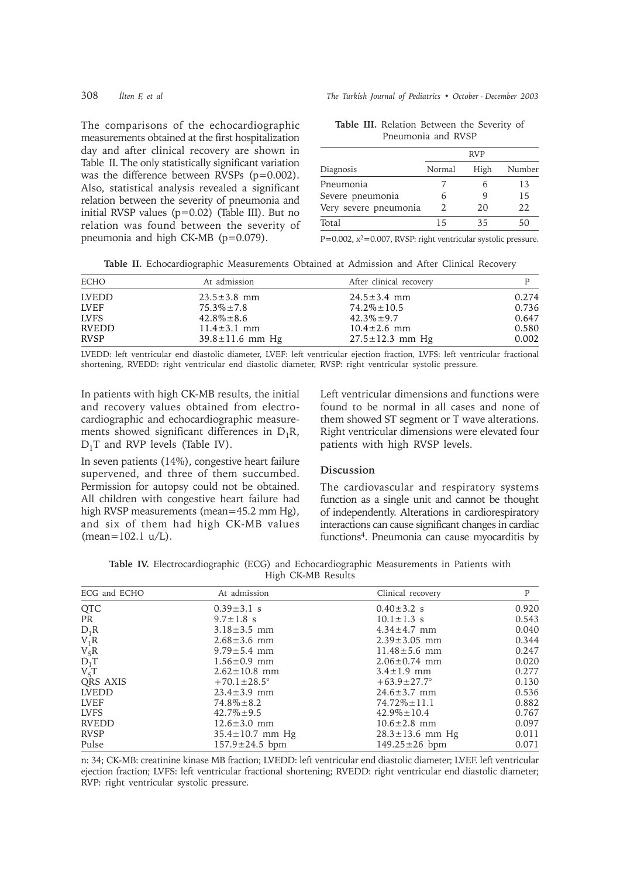The comparisons of the echocardiographic measurements obtained at the first hospitalization day and after clinical recovery are shown in Table II. The only statistically significant variation was the difference between RVSPs (p=0.002). Also, statistical analysis revealed a significant relation between the severity of pneumonia and initial RVSP values (p=0.02) (Table III). But no relation was found between the severity of pneumonia and high CK-MB (p=0.079).

**Table III.** Relation Between the Severity of Pneumonia and RVSP

| | RVP | | |
|---|---|---|---|
| Diagnosis | Normal | High | Number |
| Pneumonia | 7 | 6 | 13 |
| Severe pneumonia | 6 | 9 | 15 |
| Very severe pneumonia | 2 | 20 | 22 |
| Total | 15 | 35 | 50 |

P=0.002, $x^2$=0.007, RVSP: right ventricular systolic pressure.

**Table II.** Echocardiographic Measurements Obtained at Admission and After Clinical Recovery

| ECHO | At admission | After clinical recovery | P |
|---|---|---|---|
| LVEDD | 23.5±3.8 mm | 24.5±3.4 mm | 0.274 |
| LVEF | 75.3%±7.8 | 74.2%±10.5 | 0.736 |
| LVFS | 42.8%±8.6 | 42.3%±9.7 | 0.647 |
| RVEDD | 11.4±3.1 mm | 10.4±2.6 mm | 0.580 |
| RVSP | 39.8±11.6 mm Hg | 27.5±12.3 mm Hg | 0.002 |

LVEDD: left ventricular end diastolic diameter, LVEF: left ventricular ejection fraction, LVFS: left ventricular fractional shortening, RVEDD: right ventricular end diastolic diameter, RVSP: right ventricular systolic pressure.

In patients with high CK-MB results, the initial and recovery values obtained from electrocardiographic and echocardiographic measurements showed significant differences in $D_1R$, $D_1T$ and RVP levels (Table IV).

In seven patients (14%), congestive heart failure supervened, and three of them succumbed. Permission for autopsy could not be obtained. All children with congestive heart failure had high RVSP measurements (mean=45.2 mm Hg), and six of them had high CK-MB values (mean=102.1 u/L).

Left ventricular dimensions and functions were found to be normal in all cases and none of them showed ST segment or T wave alterations. Right ventricular dimensions were elevated four patients with high RVSP levels.

## Discussion

The cardiovascular and respiratory systems function as a single unit and cannot be thought of independently. Alterations in cardiorespiratory interactions can cause significant changes in cardiac functions[4]. Pneumonia can cause myocarditis by

**Table IV.** Electrocardiographic (ECG) and Echocardiographic Measurements in Patients with High CK-MB Results

| ECG and ECHO | At admission | Clinical recovery | P |
|---|---|---|---|
| QTC | 0.39±3.1 s | 0.40±3.2 s | 0.920 |
| PR | 9.7±1.8 s | 10.1±1.3 s | 0.543 |
| $D_1R$ | 3.18±3.5 mm | 4.34±4.7 mm | 0.040 |
| $V_1R$ | 2.68±3.6 mm | 2.39±3.05 mm | 0.344 |
| $V_5R$ | 9.79±5.4 mm | 11.48±5.6 mm | 0.247 |
| $D_1T$ | 1.56±0.9 mm | 2.06±0.74 mm | 0.020 |
| $V_5T$ | 2.62±10.8 mm | 3.4±1.9 mm | 0.277 |
| QRS AXIS | +70.1±28.5° | +63.9±27.7° | 0.130 |
| LVEDD | 23.4±3.9 mm | 24.6±3.7 mm | 0.536 |
| LVEF | 74.8%±8.2 | 74.72%±11.1 | 0.882 |
| LVFS | 42.7%±9.5 | 42.9%±10.4 | 0.767 |
| RVEDD | 12.6±3.0 mm | 10.6±2.8 mm | 0.097 |
| RVSP | 35.4±10.7 mm Hg | 28.3±13.6 mm Hg | 0.011 |
| Pulse | 157.9±24.5 bpm | 149.25±26 bpm | 0.071 |

n: 34; CK-MB: creatinine kinase MB fraction; LVEDD: left ventricular end diastolic diameter; LVEF. left ventricular ejection fraction; LVFS: left ventricular fractional shortening; RVEDD: right ventricular end diastolic diameter; RVP: right ventricular systolic pressure.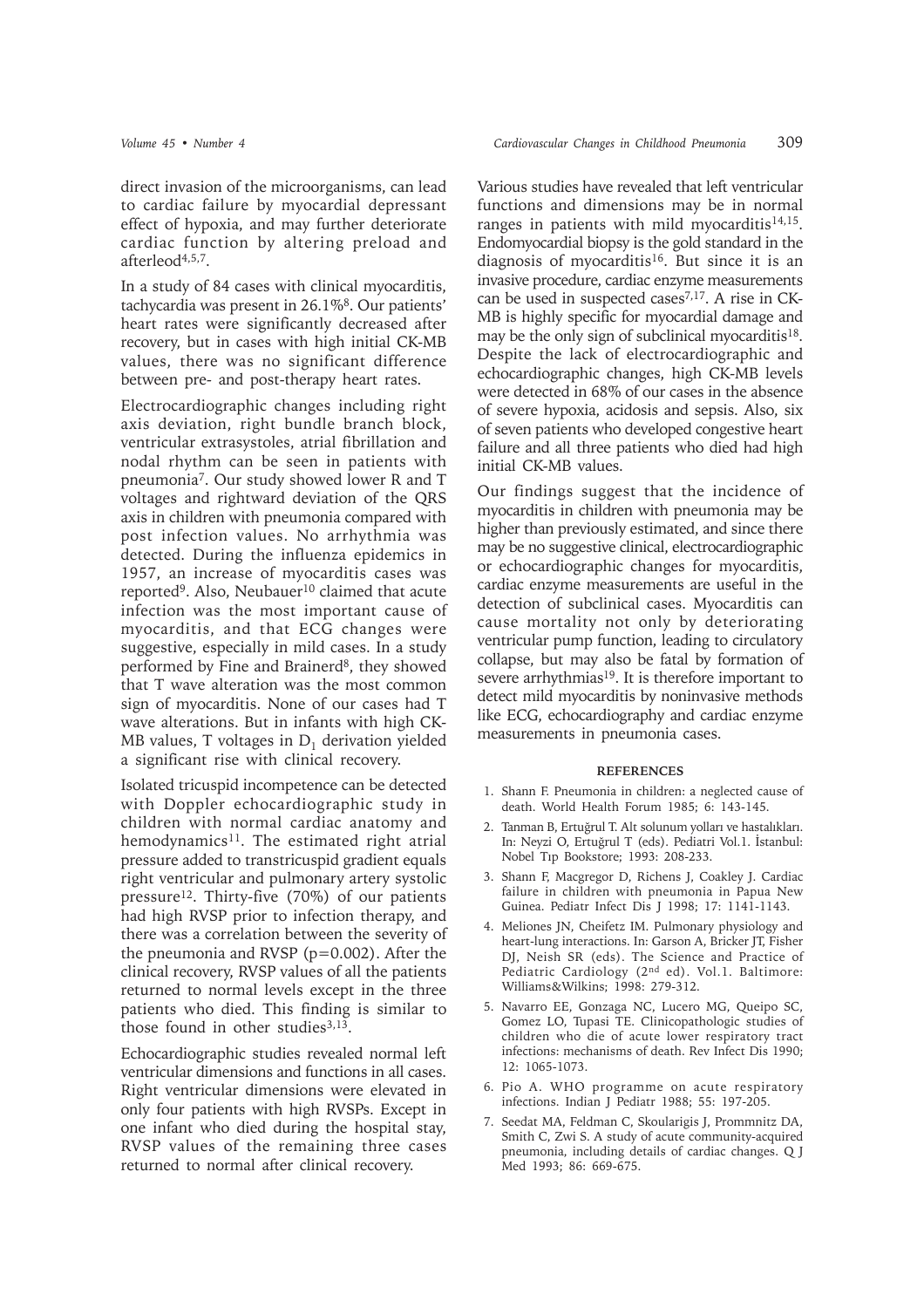direct invasion of the microorganisms, can lead to cardiac failure by myocardial depressant effect of hypoxia, and may further deteriorate cardiac function by altering preload and afterleod[4,5,7].

In a study of 84 cases with clinical myocarditis, tachycardia was present in 26.1%[8]. Our patients' heart rates were significantly decreased after recovery, but in cases with high initial CK-MB values, there was no significant difference between pre- and post-therapy heart rates.

Electrocardiographic changes including right axis deviation, right bundle branch block, ventricular extrasystoles, atrial fibrillation and nodal rhythm can be seen in patients with pneumonia[7]. Our study showed lower R and T voltages and rightward deviation of the QRS axis in children with pneumonia compared with post infection values. No arrhythmia was detected. During the influenza epidemics in 1957, an increase of myocarditis cases was reported[9]. Also, Neubauer[10] claimed that acute infection was the most important cause of myocarditis, and that ECG changes were suggestive, especially in mild cases. In a study performed by Fine and Brainerd[8], they showed that T wave alteration was the most common sign of myocarditis. None of our cases had T wave alterations. But in infants with high CK-MB values, T voltages in $D_1$ derivation yielded a significant rise with clinical recovery.

Isolated tricuspid incompetence can be detected with Doppler echocardiographic study in children with normal cardiac anatomy and hemodynamics[11]. The estimated right atrial pressure added to transtricuspid gradient equals right ventricular and pulmonary artery systolic pressure[12]. Thirty-five (70%) of our patients had high RVSP prior to infection therapy, and there was a correlation between the severity of the pneumonia and RVSP ($p=0.002$). After the clinical recovery, RVSP values of all the patients returned to normal levels except in the three patients who died. This finding is similar to those found in other studies[3,13].

Echocardiographic studies revealed normal left ventricular dimensions and functions in all cases. Right ventricular dimensions were elevated in only four patients with high RVSPs. Except in one infant who died during the hospital stay, RVSP values of the remaining three cases returned to normal after clinical recovery.

Various studies have revealed that left ventricular functions and dimensions may be in normal ranges in patients with mild myocarditis[14,15]. Endomyocardial biopsy is the gold standard in the diagnosis of myocarditis[16]. But since it is an invasive procedure, cardiac enzyme measurements can be used in suspected cases[7,17]. A rise in CK-MB is highly specific for myocardial damage and may be the only sign of subclinical myocarditis[18]. Despite the lack of electrocardiographic and echocardiographic changes, high CK-MB levels were detected in 68% of our cases in the absence of severe hypoxia, acidosis and sepsis. Also, six of seven patients who developed congestive heart failure and all three patients who died had high initial CK-MB values.

Our findings suggest that the incidence of myocarditis in children with pneumonia may be higher than previously estimated, and since there may be no suggestive clinical, electrocardiographic or echocardiographic changes for myocarditis, cardiac enzyme measurements are useful in the detection of subclinical cases. Myocarditis can cause mortality not only by deteriorating ventricular pump function, leading to circulatory collapse, but may also be fatal by formation of severe arrhythmias[19]. It is therefore important to detect mild myocarditis by noninvasive methods like ECG, echocardiography and cardiac enzyme measurements in pneumonia cases.

## REFERENCES

1. Shann F. Pneumonia in children: a neglected cause of death. World Health Forum 1985; 6: 143-145.
2. Tanman B, Ertuğrul T. Alt solunum yolları ve hastalıkları. In: Neyzi O, Ertuğrul T (eds). Pediatri Vol.1. İstanbul: Nobel Tıp Bookstore; 1993: 208-233.
3. Shann F, Macgregor D, Richens J, Coakley J. Cardiac failure in children with pneumonia in Papua New Guinea. Pediatr Infect Dis J 1998; 17: 1141-1143.
4. Meliones JN, Cheifetz IM. Pulmonary physiology and heart-lung interactions. In: Garson A, Bricker JT, Fisher DJ, Neish SR (eds). The Science and Practice of Pediatric Cardiology (2nd ed). Vol.1. Baltimore: Williams&Wilkins; 1998: 279-312.
5. Navarro EE, Gonzaga NC, Lucero MG, Queipo SC, Gomez LO, Tupasi TE. Clinicopathologic studies of children who die of acute lower respiratory tract infections: mechanisms of death. Rev Infect Dis 1990; 12: 1065-1073.
6. Pio A. WHO programme on acute respiratory infections. Indian J Pediatr 1988; 55: 197-205.
7. Seedat MA, Feldman C, Skoularigis J, Prommnitz DA, Smith C, Zwi S. A study of acute community-acquired pneumonia, including details of cardiac changes. Q J Med 1993; 86: 669-675.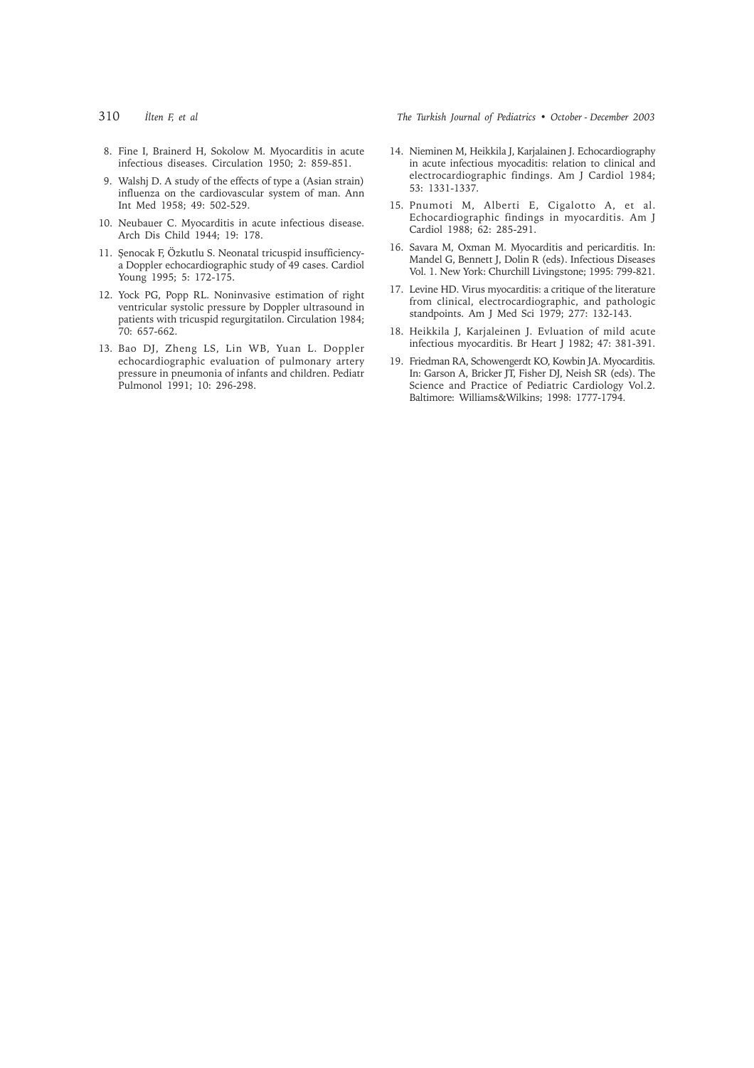8. Fine I, Brainerd H, Sokolow M. Myocarditis in acute infectious diseases. Circulation 1950; 2: 859-851.
9. Walshj D. A study of the effects of type a (Asian strain) influenza on the cardiovascular system of man. Ann Int Med 1958; 49: 502-529.
10. Neubauer C. Myocarditis in acute infectious disease. Arch Dis Child 1944; 19: 178.
11. Şenocak F, Özkutlu S. Neonatal tricuspid insufficiency-a Doppler echocardiographic study of 49 cases. Cardiol Young 1995; 5: 172-175.
12. Yock PG, Popp RL. Noninvasive estimation of right ventricular systolic pressure by Doppler ultrasound in patients with tricuspid regurgitatilon. Circulation 1984; 70: 657-662.
13. Bao DJ, Zheng LS, Lin WB, Yuan L. Doppler echocardiographic evaluation of pulmonary artery pressure in pneumonia of infants and children. Pediatr Pulmonol 1991; 10: 296-298.
14. Nieminen M, Heikkila J, Karjalainen J. Echocardiography in acute infectious myocaditis: relation to clinical and electrocardiographic findings. Am J Cardiol 1984; 53: 1331-1337.
15. Pnumoti M, Alberti E, Cigalotto A, et al. Echocardiographic findings in myocarditis. Am J Cardiol 1988; 62: 285-291.
16. Savara M, Oxman M. Myocarditis and pericarditis. In: Mandel G, Bennett J, Dolin R (eds). Infectious Diseases Vol. 1. New York: Churchill Livingstone; 1995: 799-821.
17. Levine HD. Virus myocarditis: a critique of the literature from clinical, electrocardiographic, and pathologic standpoints. Am J Med Sci 1979; 277: 132-143.
18. Heikkila J, Karjaleinen J. Evluation of mild acute infectious myocarditis. Br Heart J 1982; 47: 381-391.
19. Friedman RA, Schowengerdt KO, Kowbin JA. Myocarditis. In: Garson A, Bricker JT, Fisher DJ, Neish SR (eds). The Science and Practice of Pediatric Cardiology Vol.2. Baltimore: Williams&Wilkins; 1998: 1777-1794.